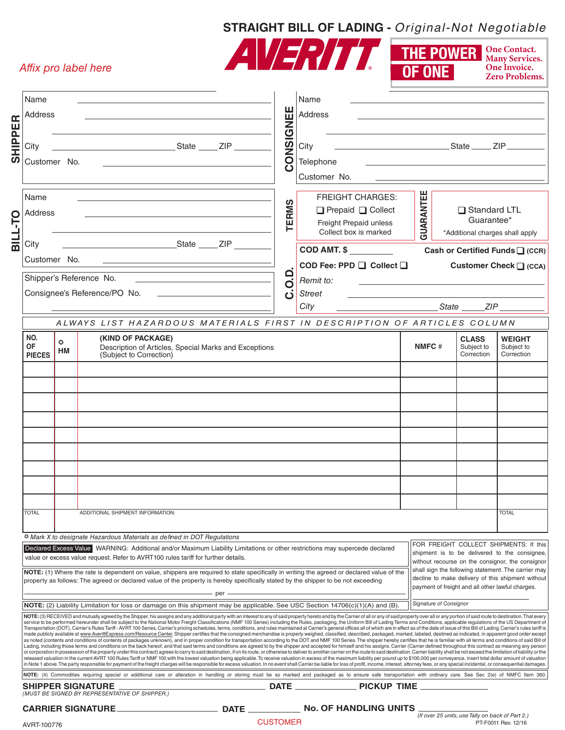# STRAIGHT BILL OF LADING - *Original-Not Negotiable*

**AVERITT**

**THE POWER OF ONE** — One Contact. Many Services. One Invoice. Zero Problems.

*Affix pro label here*

**SHIPPER**

Name ______________________

Address ______________________

______________________

City ______________ State ____ ZIP ______

Customer No. ______________________

**CONSIGNEE**

Name ______________________

Address ______________________

______________________

City ______________ State ____ ZIP ______

Telephone ______________________

Customer No. ______________________

**BILL-TO**

Name ______________________

Address ______________________

______________________

City ______________ State ____ ZIP ______

Customer No. ______________________

Shipper's Reference No. ______________________

Consignee's Reference/PO No. ______________________

______________________

**TERMS**

FREIGHT CHARGES:
❑ Prepaid ❑ Collect
Freight Prepaid unless Collect box is marked

**GUARANTEE**

❑ Standard LTL Guarantee*
*Additional charges shall apply

**C.O.D.**

**COD AMT. $** ________ **Cash or Certified Funds ❑ (CCR)**

**COD Fee: PPD ❑ Collect ❑** **Customer Check ❑ (CCA)**

*Remit to:* ______________________

*Street* ______________________

*City* ______________ *State* ____ *ZIP* ______

*ALWAYS LIST HAZARDOUS MATERIALS FIRST IN DESCRIPTION OF ARTICLES COLUMN*

| NO. OF PIECES | ✪ HM | (KIND OF PACKAGE) Description of Articles, Special Marks and Exceptions (Subject to Correction) | NMFC # | CLASS Subject to Correction | WEIGHT Subject to Correction |
|---|---|---|---|---|---|
| | | | | | |
| | | | | | |
| | | | | | |
| | | | | | |
| | | | | | |
| | | | | | |
| | | | | | |
| | | | | | |
| | | | | | |
| TOTAL | | ADDITIONAL SHIPMENT INFORMATION: | | | TOTAL |

✪ *Mark X to designate Hazardous Materials as defined in DOT Regulations*

Declared Excess Value WARNING: Additional and/or Maximum Liability Limitations or other restrictions may supercede declared value or excess value request. Refer to AVRT100 rules tariff for further details.

**NOTE:** (1) Where the rate is dependent on value, shippers are required to state specifically in writing the agreed or declared value of the property as follows: The agreed or declared value of the property is hereby specifically stated by the shipper to be not exceeding

______________________ per ______________________

**NOTE:** (2) Liability Limitation for loss or damage on this shipment may be applicable. See USC Section 14706(c)(1)(A) and (B).

FOR FREIGHT COLLECT SHIPMENTS: If this shipment is to be delivered to the consignee, without recourse on the consignor, the consignor shall sign the following statement. The carrier may decline to make delivery of this shipment without payment of freight and all other lawful charges.

*Signature of Consignor*

**NOTE:** (3) RECEIVED and mutually agreed by the Shipper, his assigns and any additional party with an interest to any of said property hereto and by the Carrier of all or any of said property over all or any portion of said route to destination. That every service to be performed hereunder shall be subject to the National Motor Freight Classifications (NMF 100 Series) including the Rules, packaging, the Uniform Bill of Lading Terms and Conditions, applicable regulations of the US Department of Transportation (DOT), Carrier's Rules Tariff - AVRT 100 Series, Carrier's pricing schedules, terms, conditions, and rules maintained at Carrier's general offices all of which are in effect as of the date of issue of this Bill of Lading. Carrier's rules tariff is made publicly available at www.AverittExpress.com/Resource Center. Shipper certifies that the consigned merchandise is properly weighed, classified, described, packaged, marked, labeled, destined as indicated, in apparent good order except as noted (contents and conditions of contents of packages unknown), and in proper condition for transportation according to the DOT and NMF 100 Series. The shipper hereby certifies that he is familiar with all terms and conditions of said Bill of Lading, including those terms and conditions on the back hereof, and said terms and conditions are agreed to by the shipper and accepted for himself and his assigns. Carrier (Carrier defined throughout this contract as meaning any person or corporation in possession of the property under this contract) agrees to carry to said destination, if on its route, or otherwise to deliver to another carrier on the route to said destination. Carrier liability shall be not exceed the limitation of liability or the released valuation in the current AVRT 100 Rules Tariff or NMF 100 with the lowest valuation being applicable. To receive valuation in excess of the maximum liability per pound up to $100,000 per conveyance, insert total dollar amount of valuation in Note 1 above. The party responsible for payment of the freight charges will be responsible for excess valuation. In no event shall Carrier be liable for loss of profit, income, interest, attorney fees, or any special incidental, or consequential damages.

**NOTE:** (4) Commodities requiring special or additional care or alteration in handling or storing must be so marked and packaged as to ensure safe transportation with ordinary care. See Sec 2(e) of NMFC Item 360.

**SHIPPER SIGNATURE** ______________________ **DATE** ____________ **PICKUP TIME** ____________
*(MUST BE SIGNED BY REPRESENTATIVE OF SHIPPER.)*

**CARRIER SIGNATURE** ______________________ **DATE** ____________ **No. OF HANDLING UNITS** ____________
*(If over 25 units, use Tally on back of Part 2.)*

AVRT-100776

CUSTOMER

PT-F0011 Rev. 12/16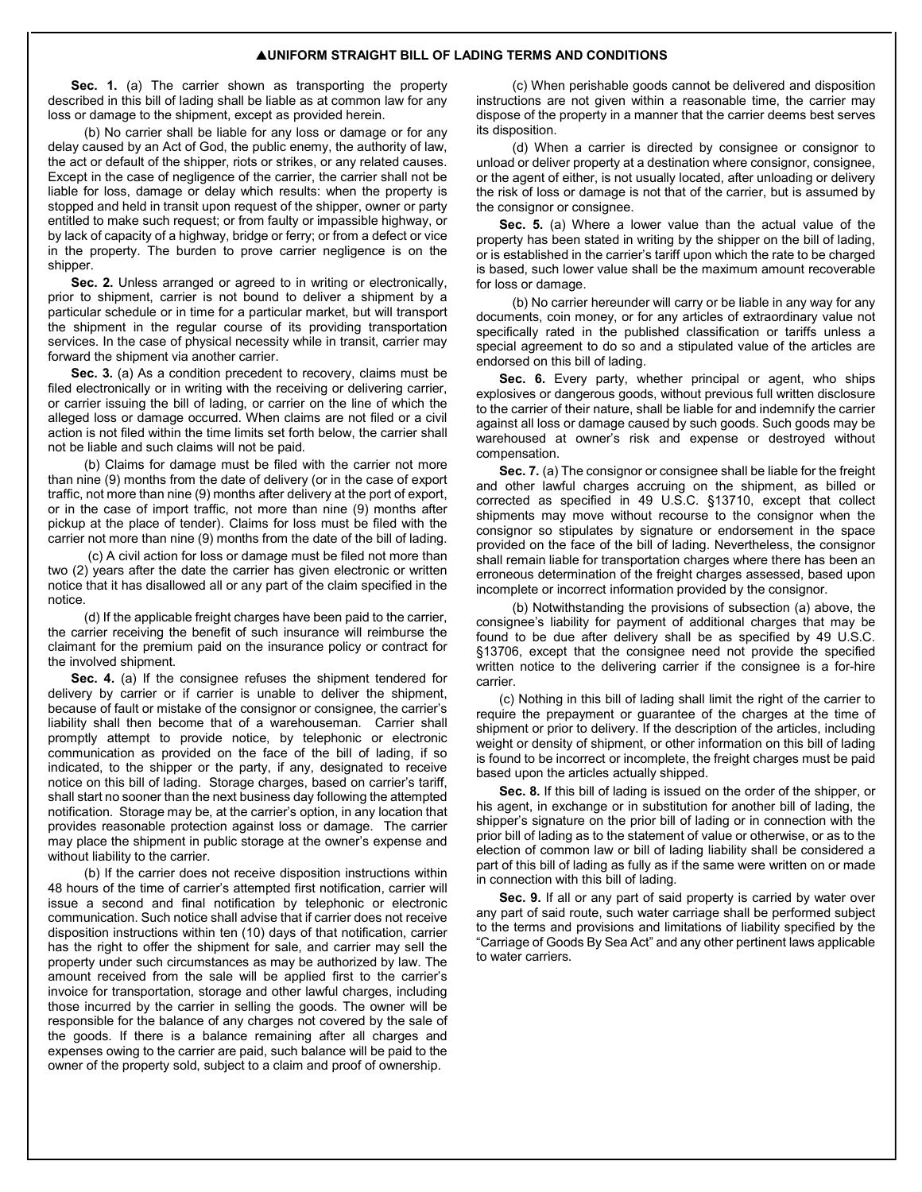## ▲UNIFORM STRAIGHT BILL OF LADING TERMS AND CONDITIONS

**Sec. 1.** (a) The carrier shown as transporting the property described in this bill of lading shall be liable as at common law for any loss or damage to the shipment, except as provided herein.

(b) No carrier shall be liable for any loss or damage or for any delay caused by an Act of God, the public enemy, the authority of law, the act or default of the shipper, riots or strikes, or any related causes. Except in the case of negligence of the carrier, the carrier shall not be liable for loss, damage or delay which results: when the property is stopped and held in transit upon request of the shipper, owner or party entitled to make such request; or from faulty or impassible highway, or by lack of capacity of a highway, bridge or ferry; or from a defect or vice in the property. The burden to prove carrier negligence is on the shipper.

**Sec. 2.** Unless arranged or agreed to in writing or electronically, prior to shipment, carrier is not bound to deliver a shipment by a particular schedule or in time for a particular market, but will transport the shipment in the regular course of its providing transportation services. In the case of physical necessity while in transit, carrier may forward the shipment via another carrier.

**Sec. 3.** (a) As a condition precedent to recovery, claims must be filed electronically or in writing with the receiving or delivering carrier, or carrier issuing the bill of lading, or carrier on the line of which the alleged loss or damage occurred. When claims are not filed or a civil action is not filed within the time limits set forth below, the carrier shall not be liable and such claims will not be paid.

(b) Claims for damage must be filed with the carrier not more than nine (9) months from the date of delivery (or in the case of export traffic, not more than nine (9) months after delivery at the port of export, or in the case of import traffic, not more than nine (9) months after pickup at the place of tender). Claims for loss must be filed with the carrier not more than nine (9) months from the date of the bill of lading.

(c) A civil action for loss or damage must be filed not more than two (2) years after the date the carrier has given electronic or written notice that it has disallowed all or any part of the claim specified in the notice.

(d) If the applicable freight charges have been paid to the carrier, the carrier receiving the benefit of such insurance will reimburse the claimant for the premium paid on the insurance policy or contract for the involved shipment.

**Sec. 4.** (a) If the consignee refuses the shipment tendered for delivery by carrier or if carrier is unable to deliver the shipment, because of fault or mistake of the consignor or consignee, the carrier's liability shall then become that of a warehouseman. Carrier shall promptly attempt to provide notice, by telephonic or electronic communication as provided on the face of the bill of lading, if so indicated, to the shipper or the party, if any, designated to receive notice on this bill of lading. Storage charges, based on carrier's tariff, shall start no sooner than the next business day following the attempted notification. Storage may be, at the carrier's option, in any location that provides reasonable protection against loss or damage. The carrier may place the shipment in public storage at the owner's expense and without liability to the carrier.

(b) If the carrier does not receive disposition instructions within 48 hours of the time of carrier's attempted first notification, carrier will issue a second and final notification by telephonic or electronic communication. Such notice shall advise that if carrier does not receive disposition instructions within ten (10) days of that notification, carrier has the right to offer the shipment for sale, and carrier may sell the property under such circumstances as may be authorized by law. The amount received from the sale will be applied first to the carrier's invoice for transportation, storage and other lawful charges, including those incurred by the carrier in selling the goods. The owner will be responsible for the balance of any charges not covered by the sale of the goods. If there is a balance remaining after all charges and expenses owing to the carrier are paid, such balance will be paid to the owner of the property sold, subject to a claim and proof of ownership.

(c) When perishable goods cannot be delivered and disposition instructions are not given within a reasonable time, the carrier may dispose of the property in a manner that the carrier deems best serves its disposition.

(d) When a carrier is directed by consignee or consignor to unload or deliver property at a destination where consignor, consignee, or the agent of either, is not usually located, after unloading or delivery the risk of loss or damage is not that of the carrier, but is assumed by the consignor or consignee.

**Sec. 5.** (a) Where a lower value than the actual value of the property has been stated in writing by the shipper on the bill of lading, or is established in the carrier's tariff upon which the rate to be charged is based, such lower value shall be the maximum amount recoverable for loss or damage.

(b) No carrier hereunder will carry or be liable in any way for any documents, coin money, or for any articles of extraordinary value not specifically rated in the published classification or tariffs unless a special agreement to do so and a stipulated value of the articles are endorsed on this bill of lading.

**Sec. 6.** Every party, whether principal or agent, who ships explosives or dangerous goods, without previous full written disclosure to the carrier of their nature, shall be liable for and indemnify the carrier against all loss or damage caused by such goods. Such goods may be warehoused at owner's risk and expense or destroyed without compensation.

**Sec. 7.** (a) The consignor or consignee shall be liable for the freight and other lawful charges accruing on the shipment, as billed or corrected as specified in 49 U.S.C. §13710, except that collect shipments may move without recourse to the consignor when the consignor so stipulates by signature or endorsement in the space provided on the face of the bill of lading. Nevertheless, the consignor shall remain liable for transportation charges where there has been an erroneous determination of the freight charges assessed, based upon incomplete or incorrect information provided by the consignor.

(b) Notwithstanding the provisions of subsection (a) above, the consignee's liability for payment of additional charges that may be found to be due after delivery shall be as specified by 49 U.S.C. §13706, except that the consignee need not provide the specified written notice to the delivering carrier if the consignee is a for-hire carrier.

(c) Nothing in this bill of lading shall limit the right of the carrier to require the prepayment or guarantee of the charges at the time of shipment or prior to delivery. If the description of the articles, including weight or density of shipment, or other information on this bill of lading is found to be incorrect or incomplete, the freight charges must be paid based upon the articles actually shipped.

**Sec. 8.** If this bill of lading is issued on the order of the shipper, or his agent, in exchange or in substitution for another bill of lading, the shipper's signature on the prior bill of lading or in connection with the prior bill of lading as to the statement of value or otherwise, or as to the election of common law or bill of lading liability shall be considered a part of this bill of lading as fully as if the same were written on or made in connection with this bill of lading.

**Sec. 9.** If all or any part of said property is carried by water over any part of said route, such water carriage shall be performed subject to the terms and provisions and limitations of liability specified by the "Carriage of Goods By Sea Act" and any other pertinent laws applicable to water carriers.